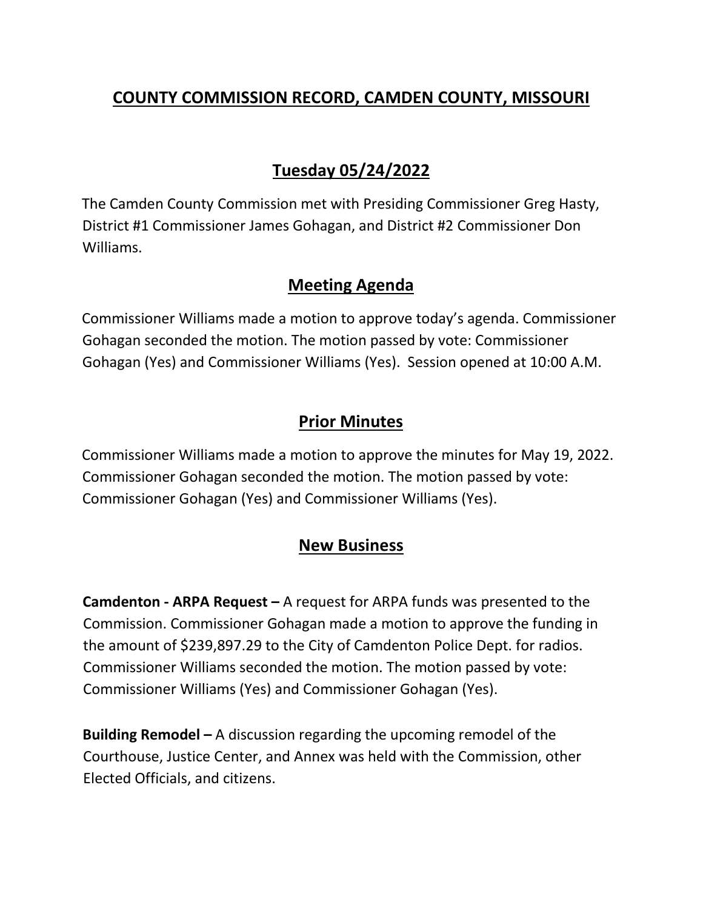# COUNTY COMMISSION RECORD, CAMDEN COUNTY, MISSOURI

## Tuesday 05/24/2022

The Camden County Commission met with Presiding Commissioner Greg Hasty, District #1 Commissioner James Gohagan, and District #2 Commissioner Don Williams.

## Meeting Agenda

Commissioner Williams made a motion to approve today's agenda. Commissioner Gohagan seconded the motion. The motion passed by vote: Commissioner Gohagan (Yes) and Commissioner Williams (Yes). Session opened at 10:00 A.M.

## Prior Minutes

Commissioner Williams made a motion to approve the minutes for May 19, 2022. Commissioner Gohagan seconded the motion. The motion passed by vote: Commissioner Gohagan (Yes) and Commissioner Williams (Yes).

## New Business

**Camdenton - ARPA Request –** A request for ARPA funds was presented to the Commission. Commissioner Gohagan made a motion to approve the funding in the amount of $239,897.29 to the City of Camdenton Police Dept. for radios. Commissioner Williams seconded the motion. The motion passed by vote: Commissioner Williams (Yes) and Commissioner Gohagan (Yes).

**Building Remodel –** A discussion regarding the upcoming remodel of the Courthouse, Justice Center, and Annex was held with the Commission, other Elected Officials, and citizens.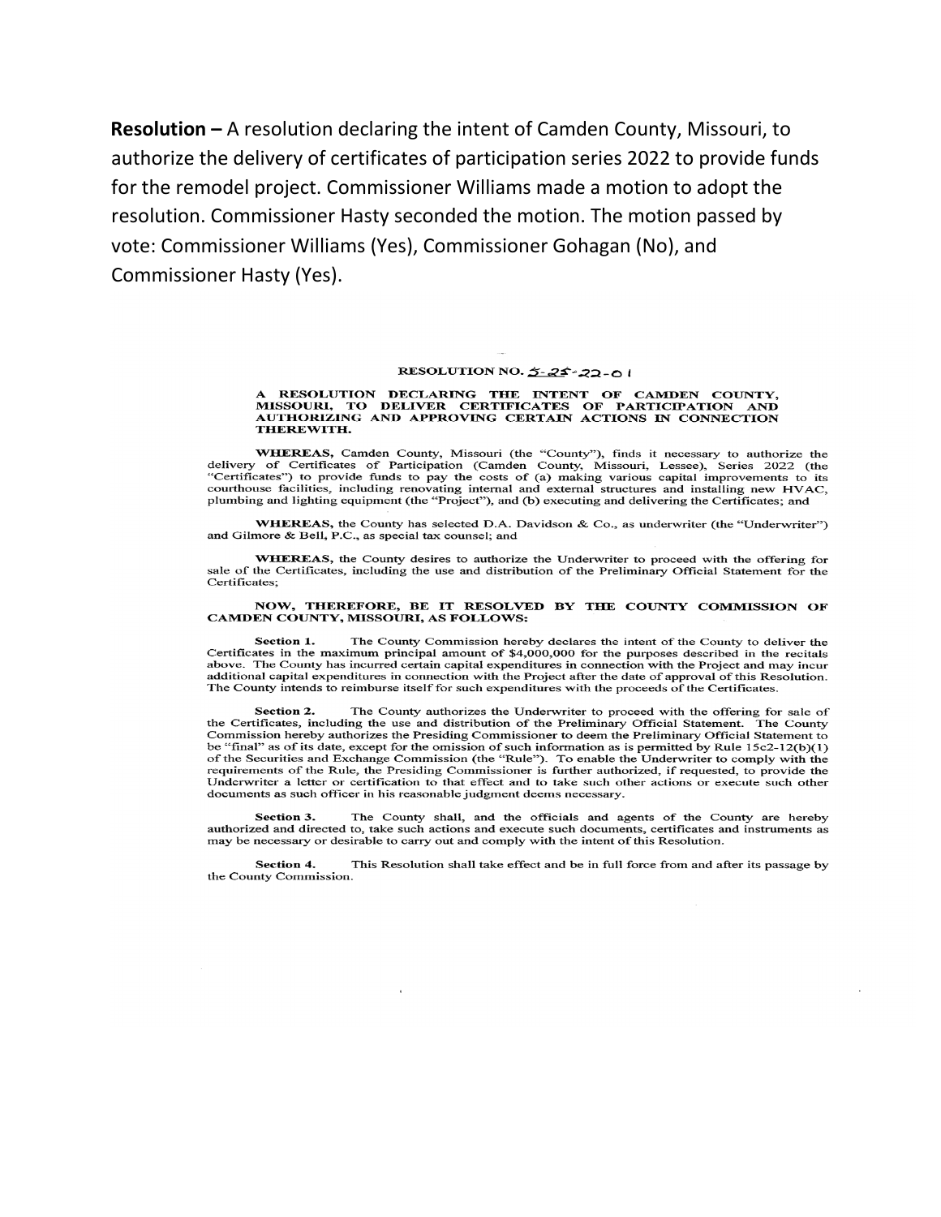**Resolution –** A resolution declaring the intent of Camden County, Missouri, to authorize the delivery of certificates of participation series 2022 to provide funds for the remodel project. Commissioner Williams made a motion to adopt the resolution. Commissioner Hasty seconded the motion. The motion passed by vote: Commissioner Williams (Yes), Commissioner Gohagan (No), and Commissioner Hasty (Yes).

**RESOLUTION NO. 5-25-22-01**

**A RESOLUTION DECLARING THE INTENT OF CAMDEN COUNTY, MISSOURI, TO DELIVER CERTIFICATES OF PARTICIPATION AND AUTHORIZING AND APPROVING CERTAIN ACTIONS IN CONNECTION THEREWITH.**

**WHEREAS,** Camden County, Missouri (the "County"), finds it necessary to authorize the delivery of Certificates of Participation (Camden County, Missouri, Lessee), Series 2022 (the "Certificates") to provide funds to pay the costs of (a) making various capital improvements to its courthouse facilities, including renovating internal and external structures and installing new HVAC, plumbing and lighting equipment (the "Project"), and (b) executing and delivering the Certificates; and

**WHEREAS,** the County has selected D.A. Davidson & Co., as underwriter (the "Underwriter") and Gilmore & Bell, P.C., as special tax counsel; and

**WHEREAS,** the County desires to authorize the Underwriter to proceed with the offering for sale of the Certificates, including the use and distribution of the Preliminary Official Statement for the Certificates;

**NOW, THEREFORE, BE IT RESOLVED BY THE COUNTY COMMISSION OF CAMDEN COUNTY, MISSOURI, AS FOLLOWS:**

**Section 1.** The County Commission hereby declares the intent of the County to deliver the Certificates in the maximum principal amount of $4,000,000 for the purposes described in the recitals above. The County has incurred certain capital expenditures in connection with the Project and may incur additional capital expenditures in connection with the Project after the date of approval of this Resolution. The County intends to reimburse itself for such expenditures with the proceeds of the Certificates.

**Section 2.** The County authorizes the Underwriter to proceed with the offering for sale of the Certificates, including the use and distribution of the Preliminary Official Statement. The County Commission hereby authorizes the Presiding Commissioner to deem the Preliminary Official Statement to be "final" as of its date, except for the omission of such information as is permitted by Rule 15c2-12(b)(1) of the Securities and Exchange Commission (the "Rule"). To enable the Underwriter to comply with the requirements of the Rule, the Presiding Commissioner is further authorized, if requested, to provide the Underwriter a letter or certification to that effect and to take such other actions or execute such other documents as such officer in his reasonable judgment deems necessary.

**Section 3.** The County shall, and the officials and agents of the County are hereby authorized and directed to, take such actions and execute such documents, certificates and instruments as may be necessary or desirable to carry out and comply with the intent of this Resolution.

**Section 4.** This Resolution shall take effect and be in full force from and after its passage by the County Commission.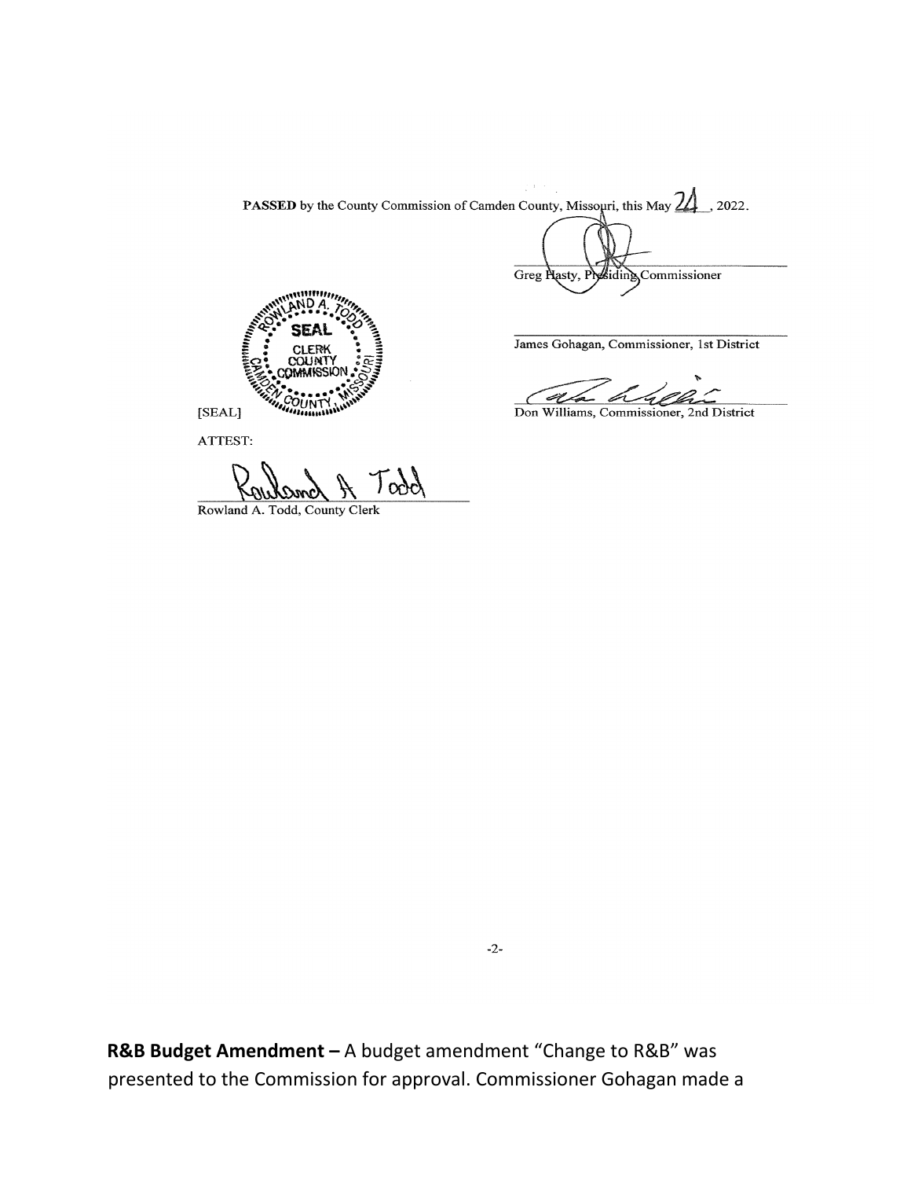**PASSED** by the County Commission of Camden County, Missouri, this May 24, 2022.

Greg Hasty, Presiding Commissioner

James Gohagan, Commissioner, 1st District

Don Williams, Commissioner, 2nd District

[SEAL]

ATTEST:

Rowland A. Todd, County Clerk

**R&B Budget Amendment –** A budget amendment "Change to R&B" was presented to the Commission for approval. Commissioner Gohagan made a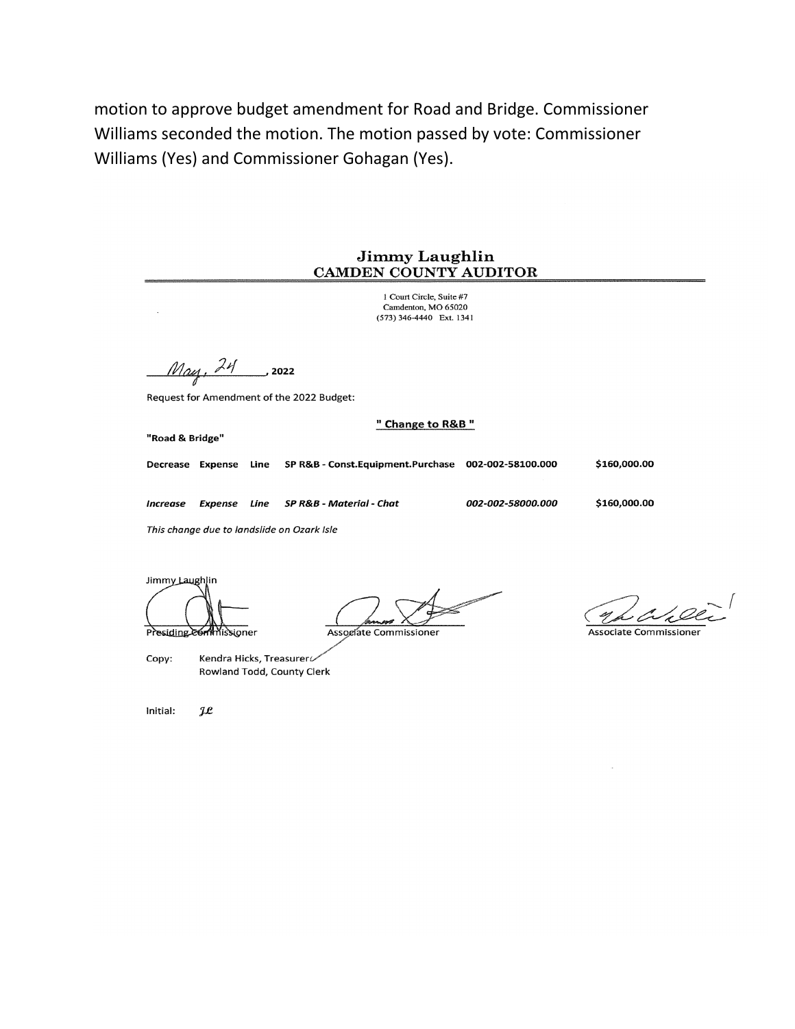motion to approve budget amendment for Road and Bridge. Commissioner Williams seconded the motion. The motion passed by vote: Commissioner Williams (Yes) and Commissioner Gohagan (Yes).

**Jimmy Laughlin**
**CAMDEN COUNTY AUDITOR**

1 Court Circle, Suite #7
Camdenton, MO 65020
(573) 346-4440 Ext. 1341

May, 24, 2022

Request for Amendment of the 2022 Budget:

**" Change to R&B "**

**"Road & Bridge"**

| | | | | | |
|---|---|---|---|---|---|
| **Decrease** | **Expense** | **Line** | **SP R&B - Const.Equipment.Purchase** | **002-002-58100.000** | **$160,000.00** |
| ***Increase*** | ***Expense*** | ***Line*** | ***SP R&B - Material - Chat*** | ***002-002-58000.000*** | **$160,000.00** |

*This change due to landslide on Ozark Isle*

Jimmy Laughlin

Presiding Commissioner — Associate Commissioner — Associate Commissioner

Copy: Kendra Hicks, Treasurer
Rowland Todd, County Clerk

Initial: JL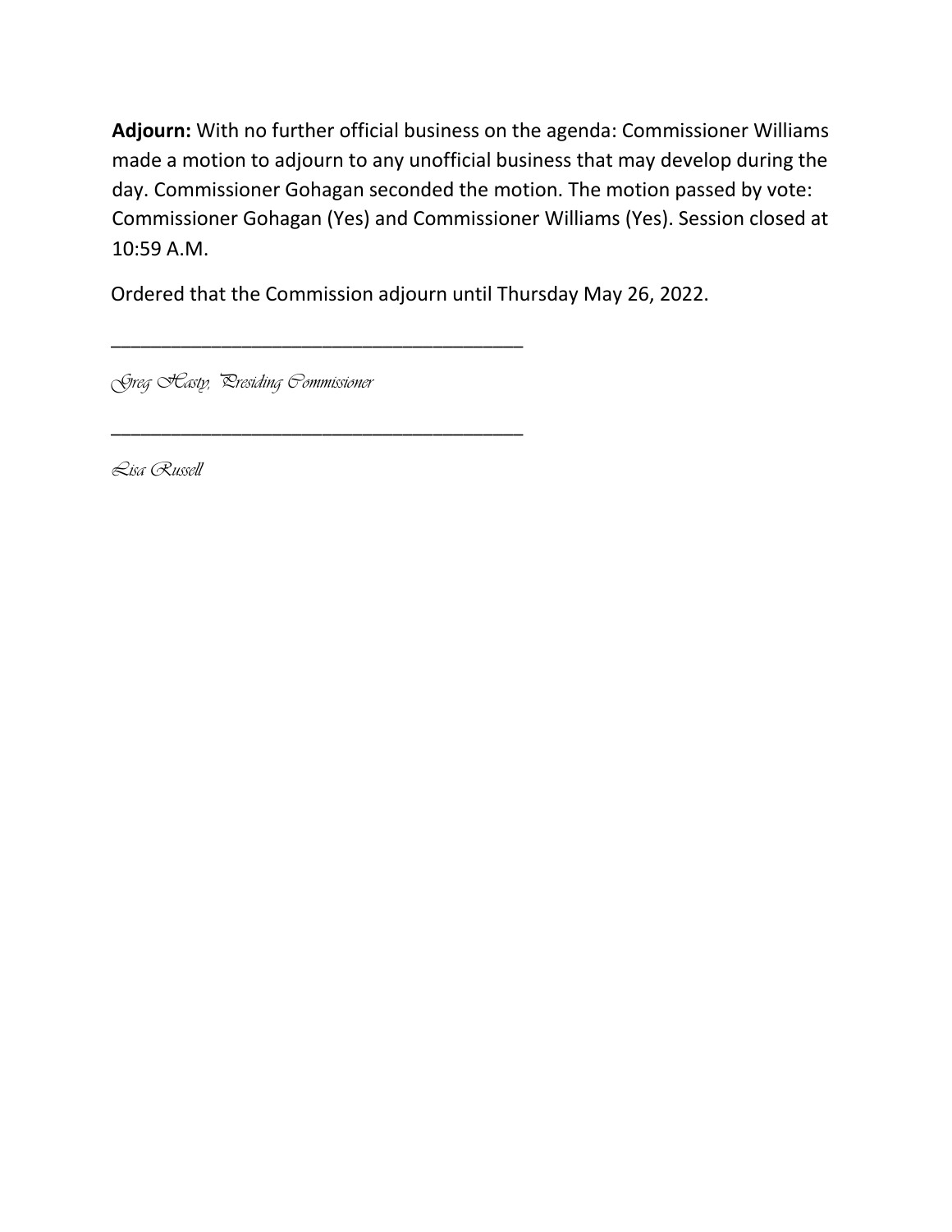**Adjourn:** With no further official business on the agenda: Commissioner Williams made a motion to adjourn to any unofficial business that may develop during the day. Commissioner Gohagan seconded the motion. The motion passed by vote: Commissioner Gohagan (Yes) and Commissioner Williams (Yes). Session closed at 10:59 A.M.

Ordered that the Commission adjourn until Thursday May 26, 2022.

\_\_\_\_\_\_\_\_\_\_\_\_\_\_\_\_\_\_\_\_\_\_\_\_\_\_\_\_\_\_\_\_\_\_\_\_\_\_\_\_

*Greg Hasty, Presiding Commissioner*

\_\_\_\_\_\_\_\_\_\_\_\_\_\_\_\_\_\_\_\_\_\_\_\_\_\_\_\_\_\_\_\_\_\_\_\_\_\_\_\_

*Lisa Russell*